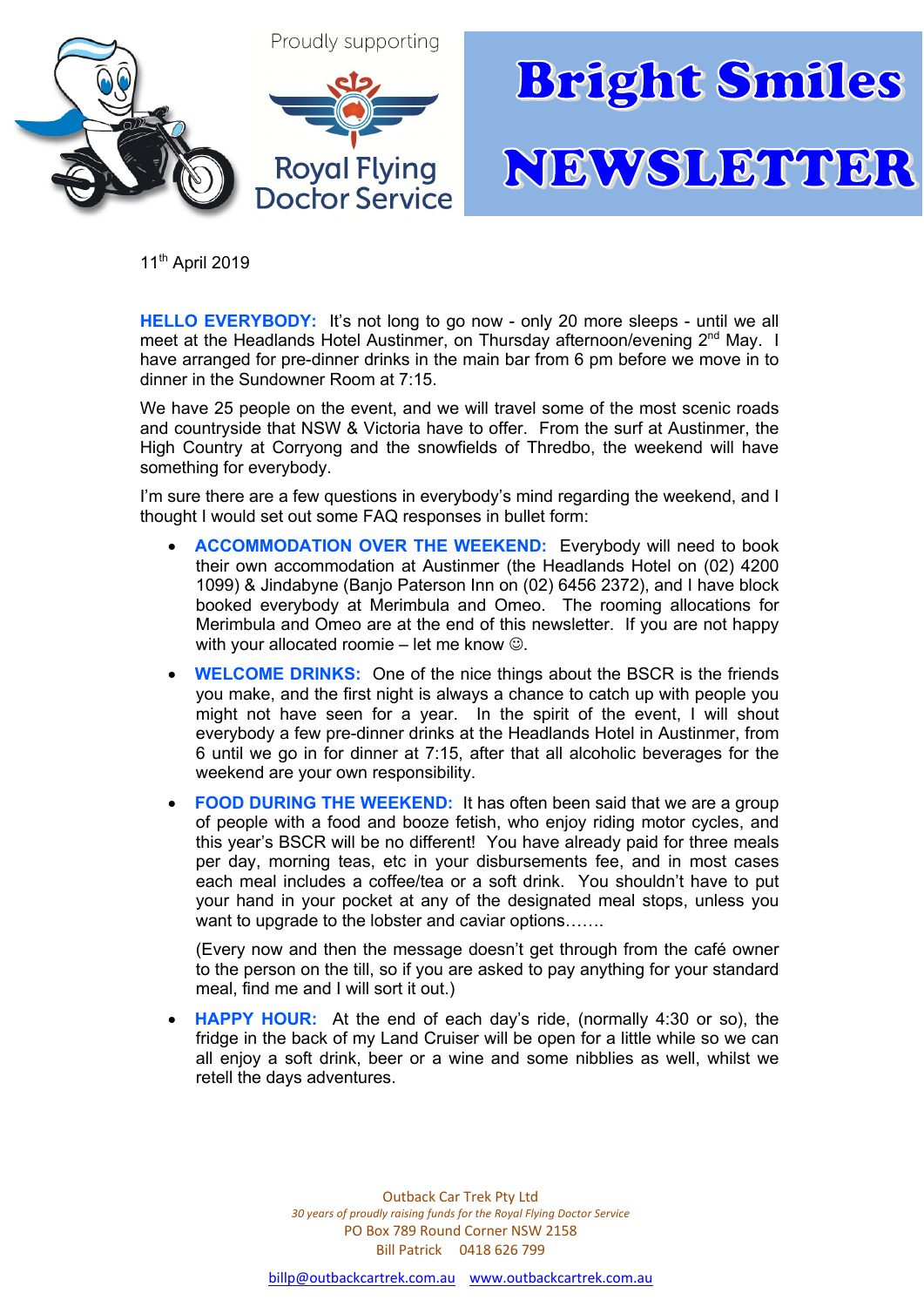Proudly supporting

Royal Flying Doctor Service

# Bright Smiles NEWSLETTER

11th April 2019

**HELLO EVERYBODY:** It's not long to go now - only 20 more sleeps - until we all meet at the Headlands Hotel Austinmer, on Thursday afternoon/evening 2nd May. I have arranged for pre-dinner drinks in the main bar from 6 pm before we move in to dinner in the Sundowner Room at 7:15.

We have 25 people on the event, and we will travel some of the most scenic roads and countryside that NSW & Victoria have to offer. From the surf at Austinmer, the High Country at Corryong and the snowfields of Thredbo, the weekend will have something for everybody.

I'm sure there are a few questions in everybody's mind regarding the weekend, and I thought I would set out some FAQ responses in bullet form:

- **ACCOMMODATION OVER THE WEEKEND:** Everybody will need to book their own accommodation at Austinmer (the Headlands Hotel on (02) 4200 1099) & Jindabyne (Banjo Paterson Inn on (02) 6456 2372), and I have block booked everybody at Merimbula and Omeo. The rooming allocations for Merimbula and Omeo are at the end of this newsletter. If you are not happy with your allocated roomie – let me know ☺.
- **WELCOME DRINKS:** One of the nice things about the BSCR is the friends you make, and the first night is always a chance to catch up with people you might not have seen for a year. In the spirit of the event, I will shout everybody a few pre-dinner drinks at the Headlands Hotel in Austinmer, from 6 until we go in for dinner at 7:15, after that all alcoholic beverages for the weekend are your own responsibility.
- **FOOD DURING THE WEEKEND:** It has often been said that we are a group of people with a food and booze fetish, who enjoy riding motor cycles, and this year's BSCR will be no different! You have already paid for three meals per day, morning teas, etc in your disbursements fee, and in most cases each meal includes a coffee/tea or a soft drink. You shouldn't have to put your hand in your pocket at any of the designated meal stops, unless you want to upgrade to the lobster and caviar options…….

  (Every now and then the message doesn't get through from the café owner to the person on the till, so if you are asked to pay anything for your standard meal, find me and I will sort it out.)
- **HAPPY HOUR:** At the end of each day's ride, (normally 4:30 or so), the fridge in the back of my Land Cruiser will be open for a little while so we can all enjoy a soft drink, beer or a wine and some nibblies as well, whilst we retell the days adventures.

Outback Car Trek Pty Ltd
*30 years of proudly raising funds for the Royal Flying Doctor Service*
PO Box 789 Round Corner NSW 2158
Bill Patrick 0418 626 799
billp@outbackcartrek.com.au www.outbackcartrek.com.au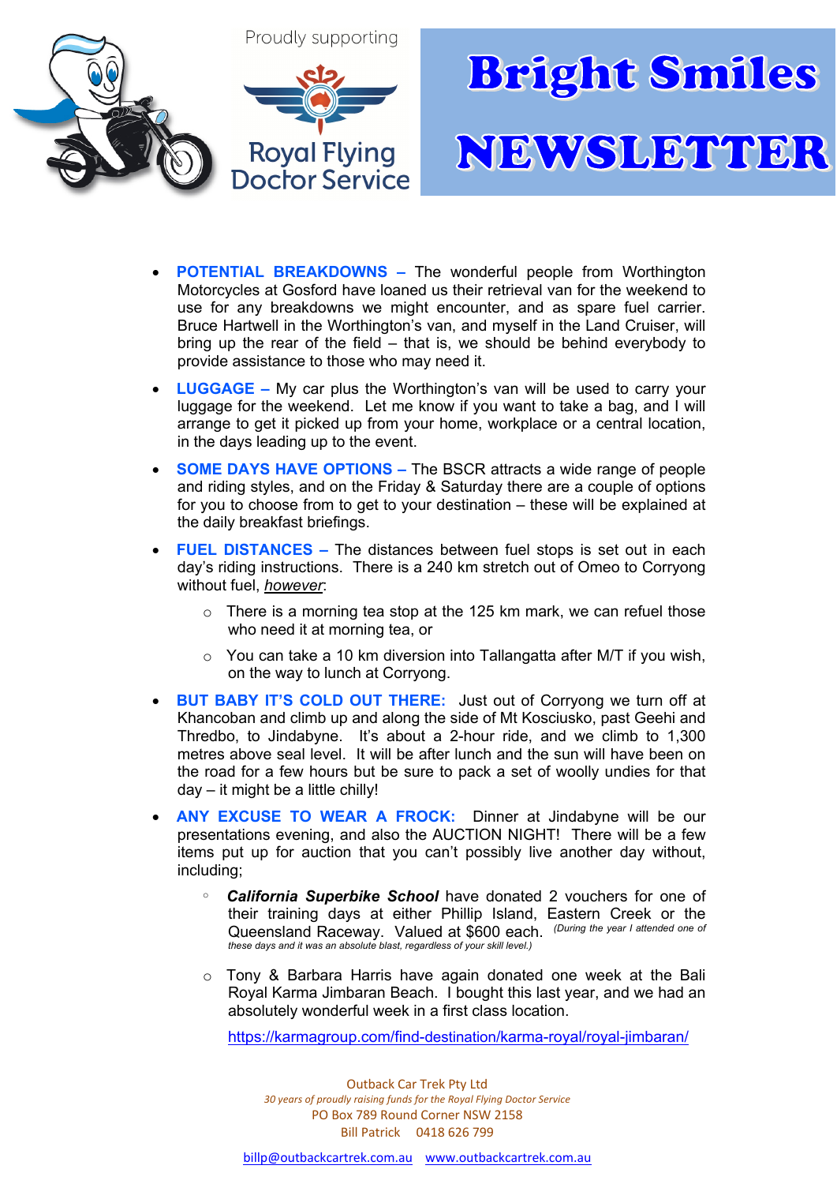# Bright Smiles NEWSLETTER

Proudly supporting Royal Flying Doctor Service

- **POTENTIAL BREAKDOWNS –** The wonderful people from Worthington Motorcycles at Gosford have loaned us their retrieval van for the weekend to use for any breakdowns we might encounter, and as spare fuel carrier. Bruce Hartwell in the Worthington's van, and myself in the Land Cruiser, will bring up the rear of the field – that is, we should be behind everybody to provide assistance to those who may need it.
- **LUGGAGE –** My car plus the Worthington's van will be used to carry your luggage for the weekend. Let me know if you want to take a bag, and I will arrange to get it picked up from your home, workplace or a central location, in the days leading up to the event.
- **SOME DAYS HAVE OPTIONS –** The BSCR attracts a wide range of people and riding styles, and on the Friday & Saturday there are a couple of options for you to choose from to get to your destination – these will be explained at the daily breakfast briefings.
- **FUEL DISTANCES –** The distances between fuel stops is set out in each day's riding instructions. There is a 240 km stretch out of Omeo to Corryong without fuel, *however*:
  - There is a morning tea stop at the 125 km mark, we can refuel those who need it at morning tea, or
  - You can take a 10 km diversion into Tallangatta after M/T if you wish, on the way to lunch at Corryong.
- **BUT BABY IT'S COLD OUT THERE:** Just out of Corryong we turn off at Khancoban and climb up and along the side of Mt Kosciusko, past Geehi and Thredbo, to Jindabyne. It's about a 2-hour ride, and we climb to 1,300 metres above seal level. It will be after lunch and the sun will have been on the road for a few hours but be sure to pack a set of woolly undies for that day – it might be a little chilly!
- **ANY EXCUSE TO WEAR A FROCK:** Dinner at Jindabyne will be our presentations evening, and also the AUCTION NIGHT! There will be a few items put up for auction that you can't possibly live another day without, including;
  - ***California Superbike School*** have donated 2 vouchers for one of their training days at either Phillip Island, Eastern Creek or the Queensland Raceway. Valued at $600 each. *(During the year I attended one of these days and it was an absolute blast, regardless of your skill level.)*
  - Tony & Barbara Harris have again donated one week at the Bali Royal Karma Jimbaran Beach. I bought this last year, and we had an absolutely wonderful week in a first class location.

    https://karmagroup.com/find-destination/karma-royal/royal-jimbaran/

Outback Car Trek Pty Ltd
*30 years of proudly raising funds for the Royal Flying Doctor Service*
PO Box 789 Round Corner NSW 2158
Bill Patrick 0418 626 799
billp@outbackcartrek.com.au www.outbackcartrek.com.au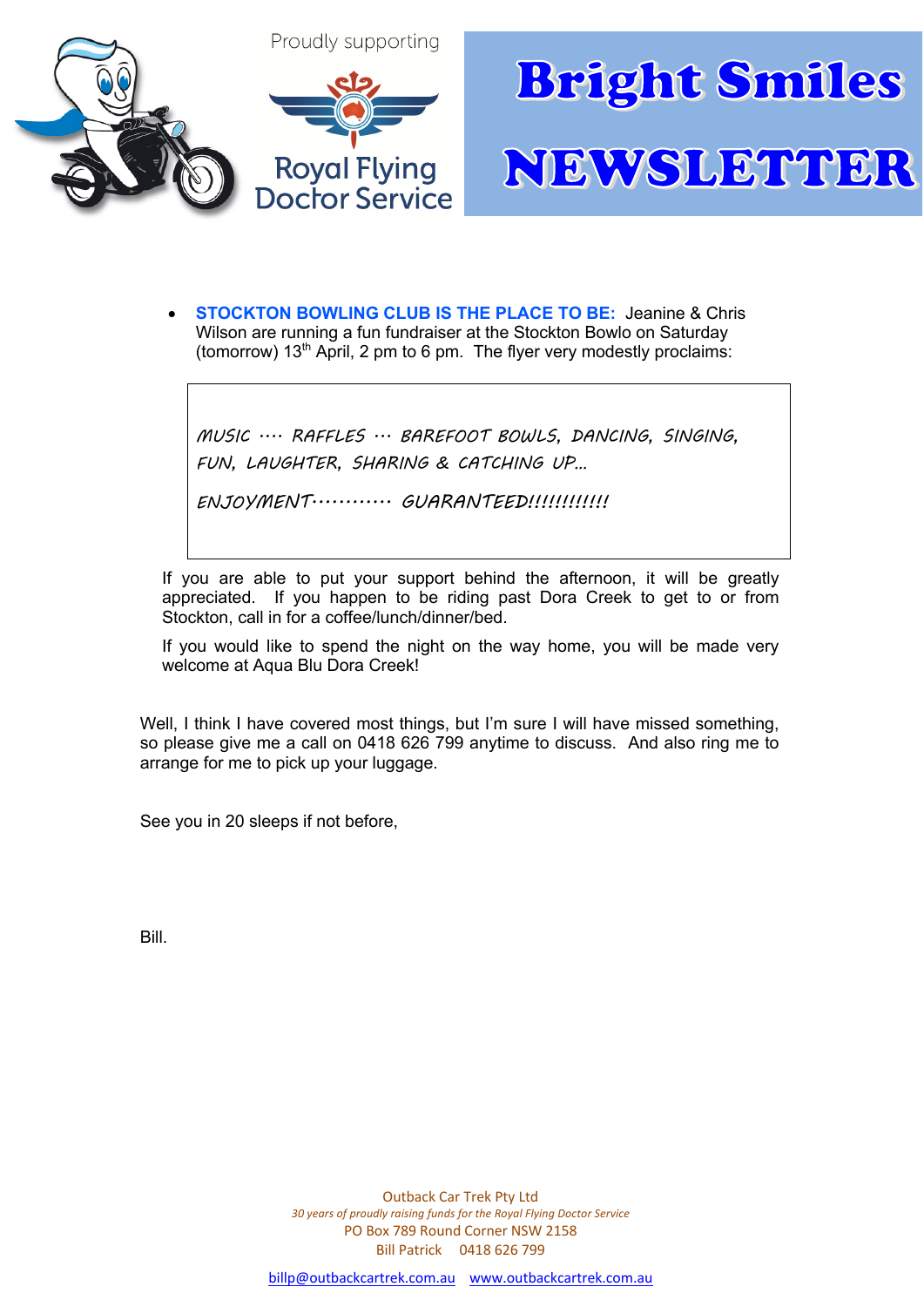Proudly supporting

Royal Flying Doctor Service

# Bright Smiles NEWSLETTER

- **STOCKTON BOWLING CLUB IS THE PLACE TO BE:** Jeanine & Chris Wilson are running a fun fundraiser at the Stockton Bowlo on Saturday (tomorrow) 13th April, 2 pm to 6 pm. The flyer very modestly proclaims:

> MUSIC …. RAFFLES … BAREFOOT BOWLS, DANCING, SINGING, FUN, LAUGHTER, SHARING & CATCHING UP…
>
> ENJOYMENT………… GUARANTEED!!!!!!!!!!!!

If you are able to put your support behind the afternoon, it will be greatly appreciated. If you happen to be riding past Dora Creek to get to or from Stockton, call in for a coffee/lunch/dinner/bed.

If you would like to spend the night on the way home, you will be made very welcome at Aqua Blu Dora Creek!

Well, I think I have covered most things, but I'm sure I will have missed something, so please give me a call on 0418 626 799 anytime to discuss. And also ring me to arrange for me to pick up your luggage.

See you in 20 sleeps if not before,

Bill.

Outback Car Trek Pty Ltd
*30 years of proudly raising funds for the Royal Flying Doctor Service*
PO Box 789 Round Corner NSW 2158
Bill Patrick 0418 626 799

billp@outbackcartrek.com.au www.outbackcartrek.com.au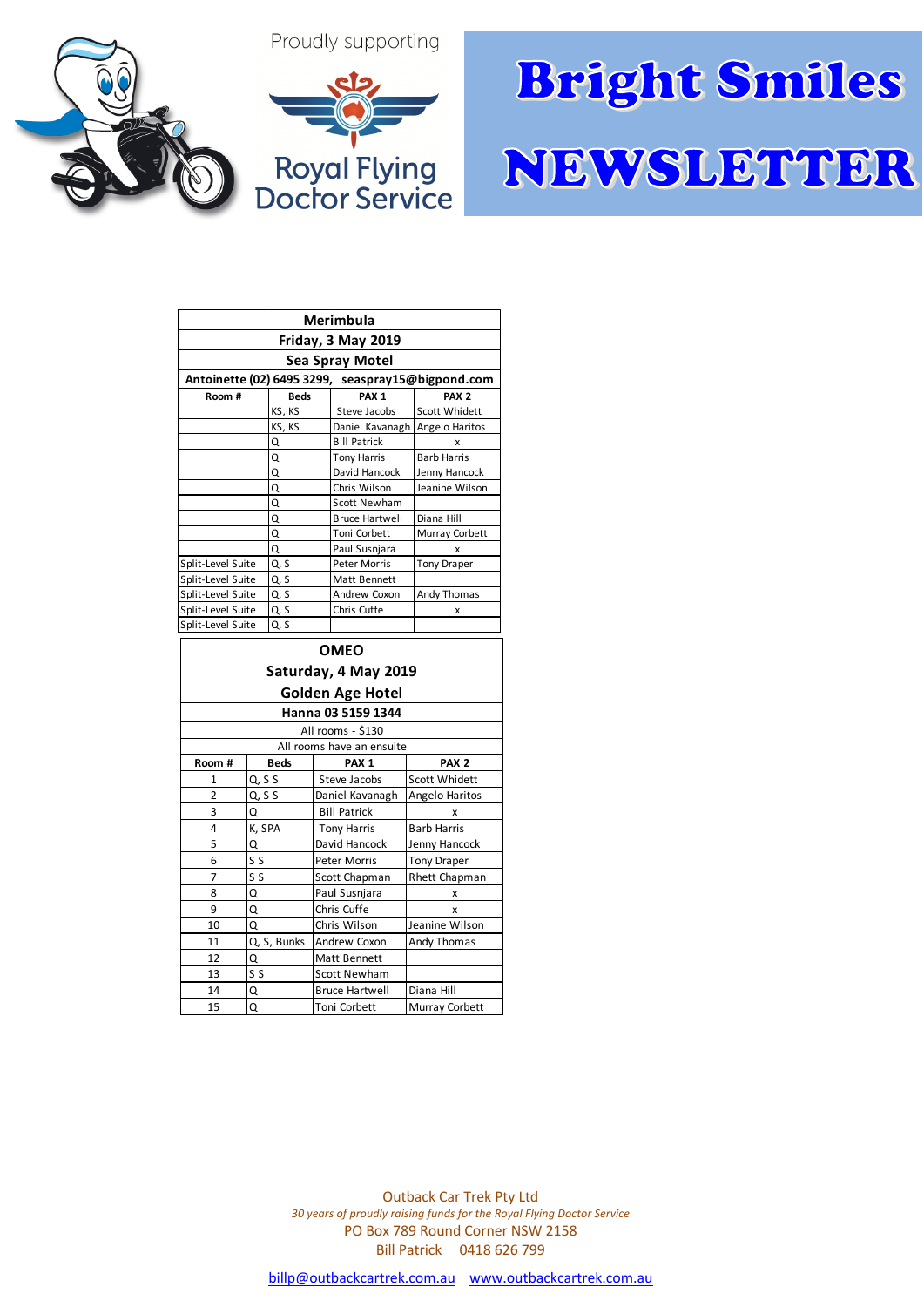Proudly supporting

Royal Flying Doctor Service

# Bright Smiles NEWSLETTER

| Merimbula | | | |
|---|---|---|---|
| **Friday, 3 May 2019** | | | |
| **Sea Spray Motel** | | | |
| **Antoinette (02) 6495 3299, seaspray15@bigpond.com** | | | |
| **Room #** | **Beds** | **PAX 1** | **PAX 2** |
| | KS, KS | Steve Jacobs | Scott Whidett |
| | KS, KS | Daniel Kavanagh | Angelo Haritos |
| | Q | Bill Patrick | x |
| | Q | Tony Harris | Barb Harris |
| | Q | David Hancock | Jenny Hancock |
| | Q | Chris Wilson | Jeanine Wilson |
| | Q | Scott Newham | |
| | Q | Bruce Hartwell | Diana Hill |
| | Q | Toni Corbett | Murray Corbett |
| | Q | Paul Susnjara | x |
| Split-Level Suite | Q, S | Peter Morris | Tony Draper |
| Split-Level Suite | Q, S | Matt Bennett | |
| Split-Level Suite | Q, S | Andrew Coxon | Andy Thomas |
| Split-Level Suite | Q, S | Chris Cuffe | x |
| Split-Level Suite | Q, S | | |

| OMEO | | | |
|---|---|---|---|
| **Saturday, 4 May 2019** | | | |
| **Golden Age Hotel** | | | |
| **Hanna 03 5159 1344** | | | |
| All rooms - $130 | | | |
| All rooms have an ensuite | | | |
| **Room #** | **Beds** | **PAX 1** | **PAX 2** |
| 1 | Q, S S | Steve Jacobs | Scott Whidett |
| 2 | Q, S S | Daniel Kavanagh | Angelo Haritos |
| 3 | Q | Bill Patrick | x |
| 4 | K, SPA | Tony Harris | Barb Harris |
| 5 | Q | David Hancock | Jenny Hancock |
| 6 | S S | Peter Morris | Tony Draper |
| 7 | S S | Scott Chapman | Rhett Chapman |
| 8 | Q | Paul Susnjara | x |
| 9 | Q | Chris Cuffe | x |
| 10 | Q | Chris Wilson | Jeanine Wilson |
| 11 | Q, S, Bunks | Andrew Coxon | Andy Thomas |
| 12 | Q | Matt Bennett | |
| 13 | S S | Scott Newham | |
| 14 | Q | Bruce Hartwell | Diana Hill |
| 15 | Q | Toni Corbett | Murray Corbett |

Outback Car Trek Pty Ltd
*30 years of proudly raising funds for the Royal Flying Doctor Service*
PO Box 789 Round Corner NSW 2158
Bill Patrick 0418 626 799

billp@outbackcartrek.com.au www.outbackcartrek.com.au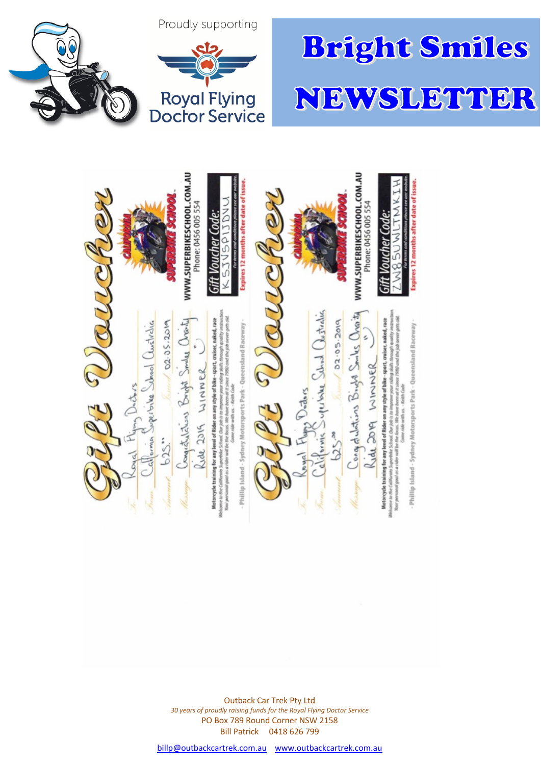Proudly supporting

Royal Flying Doctor Service

# Bright Smiles NEWSLETTER

## Gift Voucher

To: Royal Flying Doctors
From: California Superbike School Australia
Amount: $25.00
Issued: 02.05.2019
Message: Congratulations Bright Smiles Charity Ride 2019 WINNER :)

CALIFORNIA SUPERBIKE SCHOOL

WWW.SUPERBIKESCHOOL.COM.AU
Phone: 0456 005 554

Gift Voucher Code: KSJVSPIJDNU

For terms and conditions please see our website.

Expires 12 months after date of issue.

Motorcycle training for any level of Rider on any style of bike - sport, cruiser, naked, race

Welcome to the California Superbike School. Our job is to improve your riding skills through quality instruction. Your personal goal as a rider will be the focus. We have been at it since 1980 and the job never gets old. Come ride with us. - Keith Code

- Phillip Island - Sydney Motorsports Park - Queensland Raceway -

## Gift Voucher

To: Royal Flying Doctors
From: California Superbike School Australia
Amount: $25.00
Issued: 02.05.2019
Message: Congratulations Bright Smiles Charity Ride 2019 WINNER :)

CALIFORNIA SUPERBIKE SCHOOL

WWW.SUPERBIKESCHOOL.COM.AU
Phone: 0456 005 554

Gift Voucher Code: ZW8SUWLTMKIH

For terms and conditions please see our website.

Expires 12 months after date of issue.

Motorcycle training for any level of Rider on any style of bike - sport, cruiser, naked, race

Welcome to the California Superbike School. Our job is to improve your riding skills through quality instruction. Your personal goal as a rider will be the focus. We have been at it since 1980 and the job never gets old. Come ride with us. - Keith Code

- Phillip Island - Sydney Motorsports Park - Queensland Raceway -

Outback Car Trek Pty Ltd
*30 years of proudly raising funds for the Royal Flying Doctor Service*
PO Box 789 Round Corner NSW 2158
Bill Patrick 0418 626 799

billp@outbackcartrek.com.au www.outbackcartrek.com.au